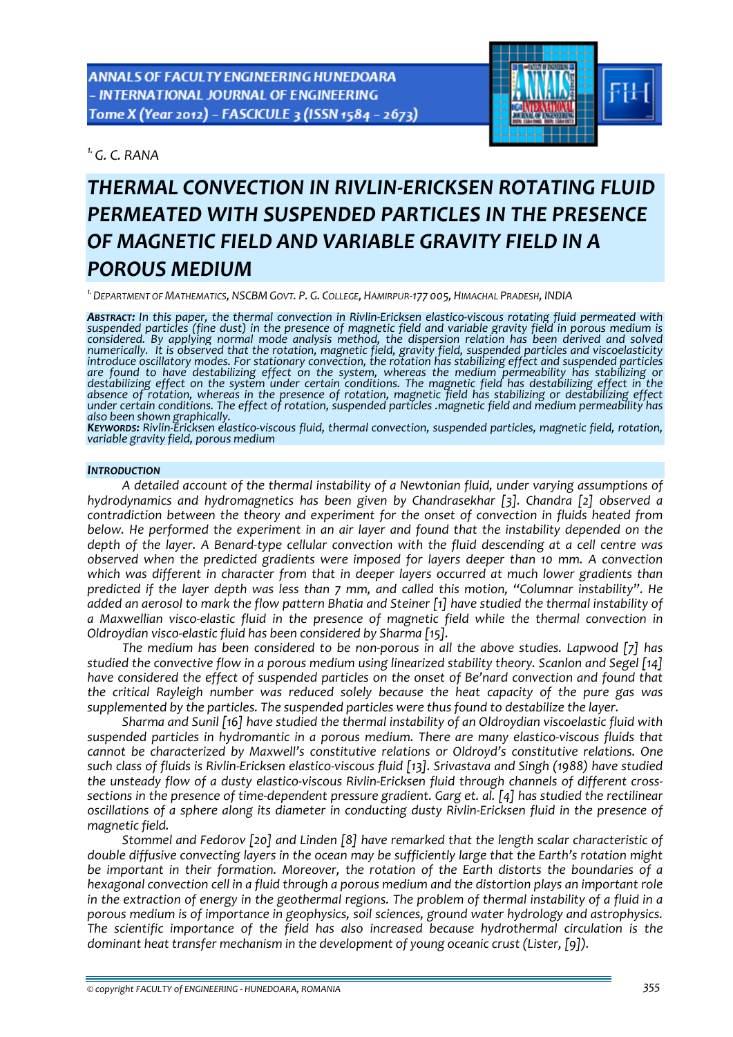[1.] *G. C. RANA*

# THERMAL CONVECTION IN RIVLIN-ERICKSEN ROTATING FLUID PERMEATED WITH SUSPENDED PARTICLES IN THE PRESENCE OF MAGNETIC FIELD AND VARIABLE GRAVITY FIELD IN A POROUS MEDIUM

[1.] *DEPARTMENT OF MATHEMATICS, NSCBM GOVT. P. G. COLLEGE, HAMIRPUR-177 005, HIMACHAL PRADESH, INDIA*

***ABSTRACT:*** *In this paper, the thermal convection in Rivlin-Ericksen elastico-viscous rotating fluid permeated with suspended particles (fine dust) in the presence of magnetic field and variable gravity field in porous medium is considered. By applying normal mode analysis method, the dispersion relation has been derived and solved numerically. It is observed that the rotation, magnetic field, gravity field, suspended particles and viscoelasticity introduce oscillatory modes. For stationary convection, the rotation has stabilizing effect and suspended particles are found to have destabilizing effect on the system, whereas the medium permeability has stabilizing or destabilizing effect on the system under certain conditions. The magnetic field has destabilizing effect in the absence of rotation, whereas in the presence of rotation, magnetic field has stabilizing or destabilizing effect under certain conditions. The effect of rotation, suspended particles .magnetic field and medium permeability has also been shown graphically.*

***KEYWORDS:*** *Rivlin-Ericksen elastico-viscous fluid, thermal convection, suspended particles, magnetic field, rotation, variable gravity field, porous medium*

## *INTRODUCTION*

*A detailed account of the thermal instability of a Newtonian fluid, under varying assumptions of hydrodynamics and hydromagnetics has been given by Chandrasekhar [3]. Chandra [2] observed a contradiction between the theory and experiment for the onset of convection in fluids heated from below. He performed the experiment in an air layer and found that the instability depended on the depth of the layer. A Benard-type cellular convection with the fluid descending at a cell centre was observed when the predicted gradients were imposed for layers deeper than 10 mm. A convection which was different in character from that in deeper layers occurred at much lower gradients than predicted if the layer depth was less than 7 mm, and called this motion, "Columnar instability". He added an aerosol to mark the flow pattern Bhatia and Steiner [1] have studied the thermal instability of a Maxwellian visco-elastic fluid in the presence of magnetic field while the thermal convection in Oldroydian visco-elastic fluid has been considered by Sharma [15].*

*The medium has been considered to be non-porous in all the above studies. Lapwood [7] has studied the convective flow in a porous medium using linearized stability theory. Scanlon and Segel [14] have considered the effect of suspended particles on the onset of Be'nard convection and found that the critical Rayleigh number was reduced solely because the heat capacity of the pure gas was supplemented by the particles. The suspended particles were thus found to destabilize the layer.*

*Sharma and Sunil [16] have studied the thermal instability of an Oldroydian viscoelastic fluid with suspended particles in hydromantic in a porous medium. There are many elastico-viscous fluids that cannot be characterized by Maxwell's constitutive relations or Oldroyd's constitutive relations. One such class of fluids is Rivlin-Ericksen elastico-viscous fluid [13]. Srivastava and Singh (1988) have studied the unsteady flow of a dusty elastico-viscous Rivlin-Ericksen fluid through channels of different cross-sections in the presence of time-dependent pressure gradient. Garg et. al. [4] has studied the rectilinear oscillations of a sphere along its diameter in conducting dusty Rivlin-Ericksen fluid in the presence of magnetic field.*

*Stommel and Fedorov [20] and Linden [8] have remarked that the length scalar characteristic of double diffusive convecting layers in the ocean may be sufficiently large that the Earth's rotation might be important in their formation. Moreover, the rotation of the Earth distorts the boundaries of a hexagonal convection cell in a fluid through a porous medium and the distortion plays an important role in the extraction of energy in the geothermal regions. The problem of thermal instability of a fluid in a porous medium is of importance in geophysics, soil sciences, ground water hydrology and astrophysics. The scientific importance of the field has also increased because hydrothermal circulation is the dominant heat transfer mechanism in the development of young oceanic crust (Lister, [9]).*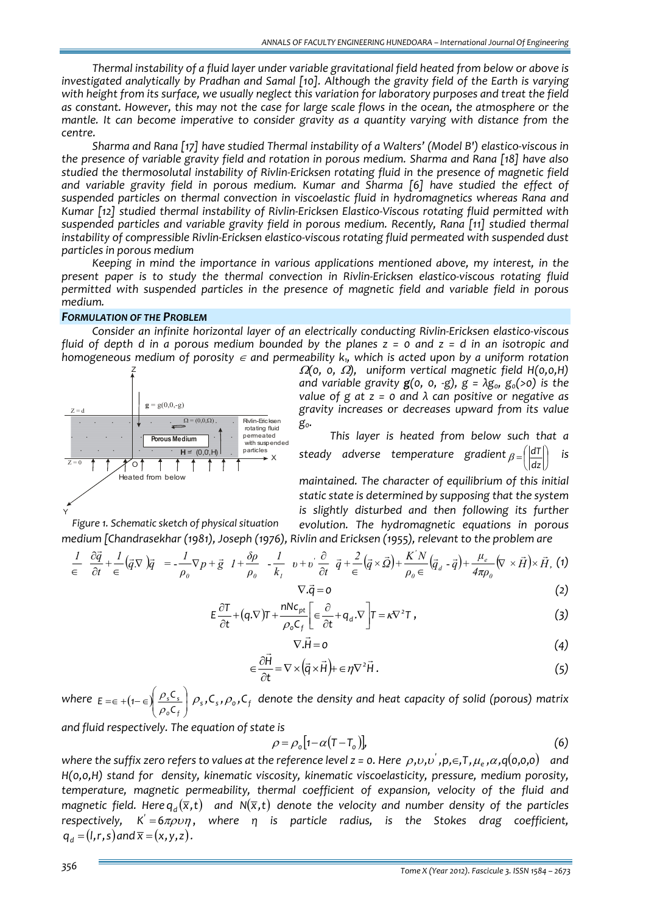*Thermal instability of a fluid layer under variable gravitational field heated from below or above is investigated analytically by Pradhan and Samal [10]. Although the gravity field of the Earth is varying with height from its surface, we usually neglect this variation for laboratory purposes and treat the field as constant. However, this may not the case for large scale flows in the ocean, the atmosphere or the mantle. It can become imperative to consider gravity as a quantity varying with distance from the centre.*

*Sharma and Rana [17] have studied Thermal instability of a Walters' (Model B') elastico-viscous in the presence of variable gravity field and rotation in porous medium. Sharma and Rana [18] have also studied the thermosolutal instability of Rivlin-Ericksen rotating fluid in the presence of magnetic field and variable gravity field in porous medium. Kumar and Sharma [6] have studied the effect of suspended particles on thermal convection in viscoelastic fluid in hydromagnetics whereas Rana and Kumar [12] studied thermal instability of Rivlin-Ericksen Elastico-Viscous rotating fluid permitted with suspended particles and variable gravity field in porous medium. Recently, Rana [11] studied thermal instability of compressible Rivlin-Ericksen elastico-viscous rotating fluid permeated with suspended dust particles in porous medium*

*Keeping in mind the importance in various applications mentioned above, my interest, in the present paper is to study the thermal convection in Rivlin-Ericksen elastico-viscous rotating fluid permitted with suspended particles in the presence of magnetic field and variable field in porous medium.*

## FORMULATION OF THE PROBLEM

*Consider an infinite horizontal layer of an electrically conducting Rivlin-Ericksen elastico-viscous fluid of depth d in a porous medium bounded by the planes z = 0 and z = d in an isotropic and homogeneous medium of porosity $\in$ and permeability $k_1$, which is acted upon by a uniform rotation $\Omega(0, 0, \Omega)$, uniform vertical magnetic field H(0,0,H) and variable gravity $\mathbf{g}(0, 0, -g)$, $g = \lambda g_0$, $g_0(>0)$ is the value of g at z = 0 and λ can positive or negative as gravity increases or decreases upward from its value $g_0$.*

*This layer is heated from below such that a steady adverse temperature gradient $\beta = \left(\left|\frac{dT}{dz}\right|\right)$ is maintained. The character of equilibrium of this initial static state is determined by supposing that the system is slightly disturbed and then following its further evolution. The hydromagnetic equations in porous medium [Chandrasekhar (1981), Joseph (1976), Rivlin and Ericksen (1955), relevant to the problem are*

*Figure 1. Schematic sketch of physical situation*

$$\frac{1}{\in}\frac{\partial \vec{q}}{\partial t}+\frac{1}{\in}(\vec{q}.\nabla)\vec{q} = -\frac{1}{\rho_0}\nabla p+\vec{g}\left(1+\frac{\delta\rho}{\rho_0}\right)-\frac{1}{k_1}\left(\upsilon+\upsilon'\frac{\partial}{\partial t}\right)\vec{q}+\frac{2}{\in}\left(\vec{q}\times\vec{\Omega}\right)+\frac{K'N}{\rho_0\in}\left(\vec{q}_d-\vec{q}\right)+\frac{\mu_e}{4\pi\rho_0}\left(\nabla\times\vec{H}\right)\times\vec{H}, \quad (1)$$

$$\nabla.\vec{q}=0 \quad (2)$$

$$E\frac{\partial T}{\partial t}+(q.\nabla)T+\frac{nNc_{pt}}{\rho_o C_f}\left[\in\frac{\partial}{\partial t}+q_d.\nabla\right]T=\kappa\nabla^2 T, \quad (3)$$

$$\nabla.\vec{H}=0 \quad (4)$$

$$\in\frac{\partial \vec{H}}{\partial t}=\nabla\times\left(\vec{q}\times\vec{H}\right)+\in\eta\nabla^2\vec{H}. \quad (5)$$

*where $E=\in+(1-\in)\left(\frac{\rho_s C_s}{\rho_o C_f}\right)$ $\rho_s, C_s, \rho_o, C_f$ denote the density and heat capacity of solid (porous) matrix and fluid respectively. The equation of state is*

$$\rho=\rho_o\left[1-\alpha\left(T-T_o\right)\right], \quad (6)$$

*where the suffix zero refers to values at the reference level z = 0. Here $\rho, \upsilon, \upsilon', p, \in, T, \mu_e, \alpha, q(0,0,0)$ and H(0,0,H) stand for density, kinematic viscosity, kinematic viscoelasticity, pressure, medium porosity, temperature, magnetic permeability, thermal coefficient of expansion, velocity of the fluid and magnetic field. Here $q_d(\bar{x},t)$ and $N(\bar{x},t)$ denote the velocity and number density of the particles respectively, $K'=6\pi\rho\upsilon\eta$, where η is particle radius, is the Stokes drag coefficient, $q_d=(l,r,s)$ and $\bar{x}=(x,y,z)$.*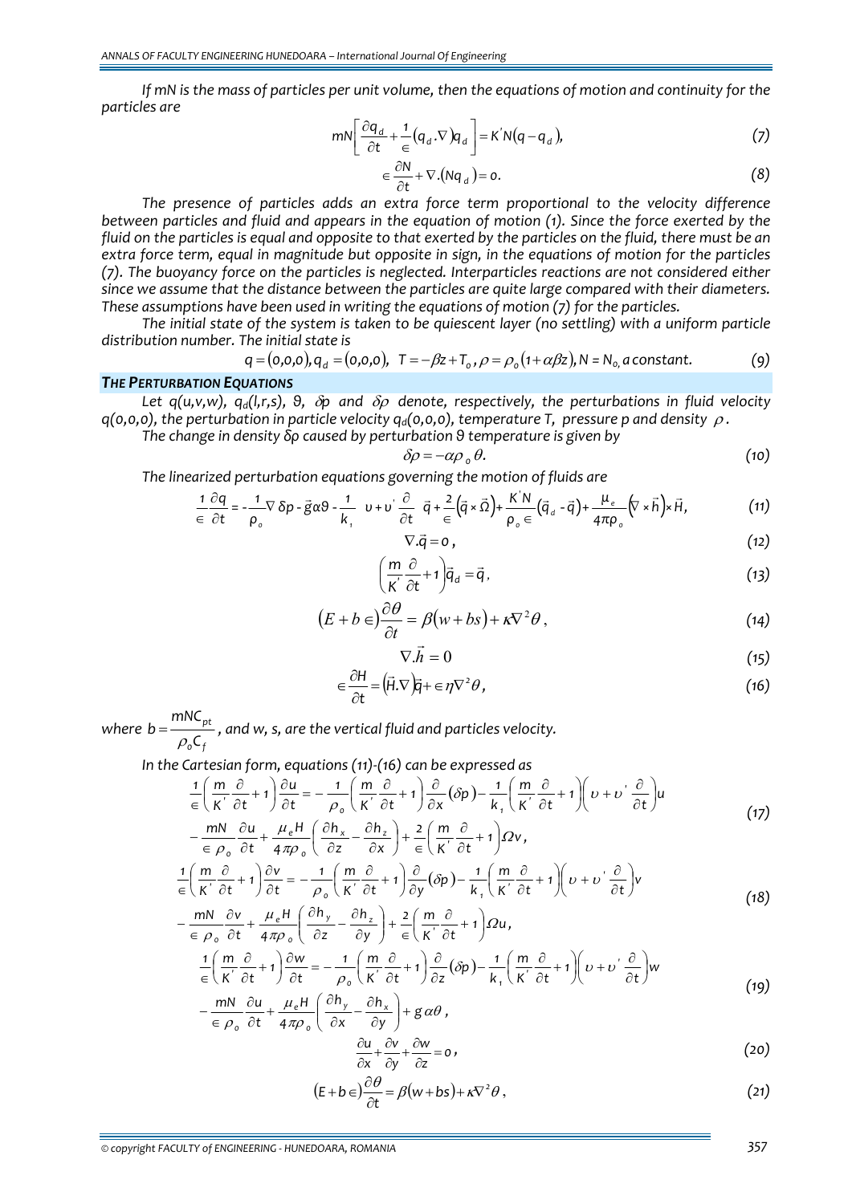*If mN is the mass of particles per unit volume, then the equations of motion and continuity for the particles are*

$$mN\left[\frac{\partial q_d}{\partial t}+\frac{1}{\in}(q_d.\nabla)q_d\right]=K'N(q-q_d), \tag{7}$$

$$\in\frac{\partial N}{\partial t}+\nabla.(Nq_d)=0. \tag{8}$$

*The presence of particles adds an extra force term proportional to the velocity difference between particles and fluid and appears in the equation of motion (1). Since the force exerted by the fluid on the particles is equal and opposite to that exerted by the particles on the fluid, there must be an extra force term, equal in magnitude but opposite in sign, in the equations of motion for the particles (7). The buoyancy force on the particles is neglected. Interparticles reactions are not considered either since we assume that the distance between the particles are quite large compared with their diameters. These assumptions have been used in writing the equations of motion (7) for the particles.*

*The initial state of the system is taken to be quiescent layer (no settling) with a uniform particle distribution number. The initial state is*

$$q=(0,0,0), q_d=(0,0,0), \ T=-\beta z+T_o, \rho=\rho_o(1+\alpha\beta z), N = N_o, \text{a constant}. \tag{9}$$

### THE PERTURBATION EQUATIONS

*Let q(u,v,w), $q_d$(l,r,s), ϑ, δp and δρ denote, respectively, the perturbations in fluid velocity q(0,0,0), the perturbation in particle velocity $q_d$(0,0,0), temperature T, pressure p and density ρ.*

*The change in density δρ caused by perturbation ϑ temperature is given by*

$$\delta\rho=-\alpha\rho_o\theta. \tag{10}$$

*The linearized perturbation equations governing the motion of fluids are*

$$\frac{1}{\in}\frac{\partial q}{\partial t}=-\frac{1}{\rho_o}\nabla\delta p-\vec{g}\alpha\vartheta-\frac{1}{k_1}\left(\upsilon+\upsilon'\frac{\partial}{\partial t}\right)\vec{q}+\frac{2}{\in}(\vec{q}\times\vec{\Omega})+\frac{K'N}{\rho_o\in}(\vec{q}_d-\vec{q})+\frac{\mu_e}{4\pi\rho_o}(\nabla\times\vec{h})\times\vec{H}, \tag{11}$$

$$\nabla.\vec{q}=0, \tag{12}$$

$$\left(\frac{m}{K'}\frac{\partial}{\partial t}+1\right)\vec{q}_d=\vec{q}, \tag{13}$$

$$(E+b\in)\frac{\partial\theta}{\partial t}=\beta(w+bs)+\kappa\nabla^2\theta, \tag{14}$$

$$\nabla.\vec{h}=0 \tag{15}$$

$$\in\frac{\partial H}{\partial t}=(\vec{H}.\nabla)\vec{q}+\in\eta\nabla^2\theta, \tag{16}$$

*where* $b=\dfrac{mNC_{pt}}{\rho_o C_f}$*, and w, s, are the vertical fluid and particles velocity.*

*In the Cartesian form, equations (11)-(16) can be expressed as*

$$\frac{1}{\in}\left(\frac{m}{K'}\frac{\partial}{\partial t}+1\right)\frac{\partial u}{\partial t}=-\frac{1}{\rho_o}\left(\frac{m}{K'}\frac{\partial}{\partial t}+1\right)\frac{\partial}{\partial x}(\delta p)-\frac{1}{k_1}\left(\frac{m}{K'}\frac{\partial}{\partial t}+1\right)\left(\upsilon+\upsilon'\frac{\partial}{\partial t}\right)u$$
$$-\frac{mN}{\in\rho_o}\frac{\partial u}{\partial t}+\frac{\mu_e H}{4\pi\rho_o}\left(\frac{\partial h_x}{\partial z}-\frac{\partial h_z}{\partial x}\right)+\frac{2}{\in}\left(\frac{m}{K'}\frac{\partial}{\partial t}+1\right)\Omega v, \tag{17}$$

$$\frac{1}{\in}\left(\frac{m}{K'}\frac{\partial}{\partial t}+1\right)\frac{\partial v}{\partial t}=-\frac{1}{\rho_o}\left(\frac{m}{K'}\frac{\partial}{\partial t}+1\right)\frac{\partial}{\partial y}(\delta p)-\frac{1}{k_1}\left(\frac{m}{K'}\frac{\partial}{\partial t}+1\right)\left(\upsilon+\upsilon'\frac{\partial}{\partial t}\right)v$$
$$-\frac{mN}{\in\rho_o}\frac{\partial v}{\partial t}+\frac{\mu_e H}{4\pi\rho_o}\left(\frac{\partial h_y}{\partial z}-\frac{\partial h_z}{\partial y}\right)+\frac{2}{\in}\left(\frac{m}{K'}\frac{\partial}{\partial t}+1\right)\Omega u, \tag{18}$$

$$\frac{1}{\in}\left(\frac{m}{K'}\frac{\partial}{\partial t}+1\right)\frac{\partial w}{\partial t}=-\frac{1}{\rho_o}\left(\frac{m}{K'}\frac{\partial}{\partial t}+1\right)\frac{\partial}{\partial z}(\delta p)-\frac{1}{k_1}\left(\frac{m}{K'}\frac{\partial}{\partial t}+1\right)\left(\upsilon+\upsilon'\frac{\partial}{\partial t}\right)w$$
$$-\frac{mN}{\in\rho_o}\frac{\partial u}{\partial t}+\frac{\mu_e H}{4\pi\rho_o}\left(\frac{\partial h_y}{\partial x}-\frac{\partial h_x}{\partial y}\right)+g\alpha\theta, \tag{19}$$

$$\frac{\partial u}{\partial x}+\frac{\partial v}{\partial y}+\frac{\partial w}{\partial z}=0, \tag{20}$$

$$(E+b\in)\frac{\partial\theta}{\partial t}=\beta(w+bs)+\kappa\nabla^2\theta, \tag{21}$$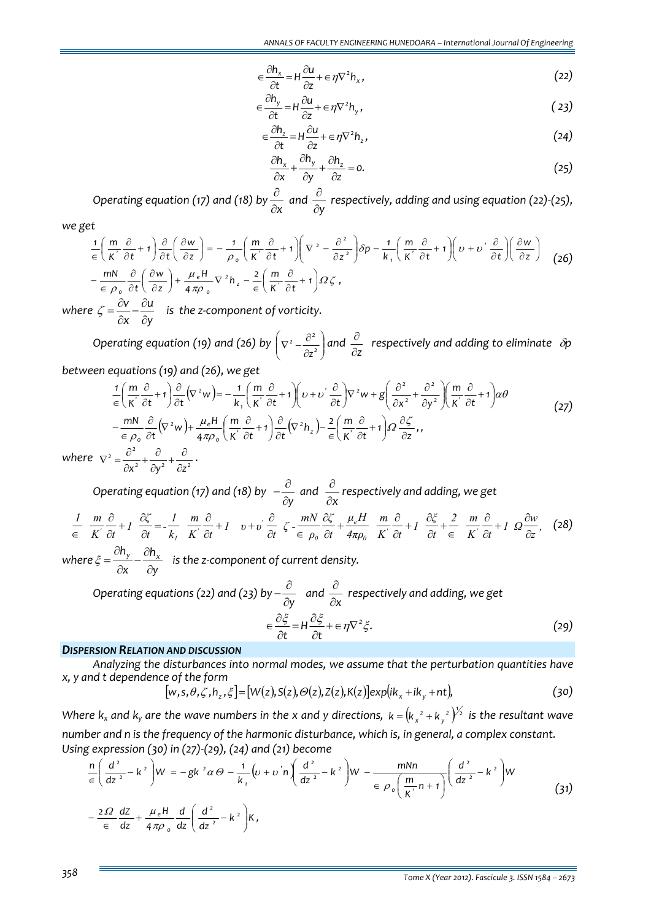$$\in \frac{\partial h_x}{\partial t} = H\frac{\partial u}{\partial z} + \in \eta \nabla^2 h_x, \tag{22}$$

$$\in \frac{\partial h_y}{\partial t} = H\frac{\partial u}{\partial z} + \in \eta \nabla^2 h_y, \tag{23}$$

$$\in \frac{\partial h_z}{\partial t} = H\frac{\partial u}{\partial z} + \in \eta \nabla^2 h_z, \tag{24}$$

$$\frac{\partial h_x}{\partial x} + \frac{\partial h_y}{\partial y} + \frac{\partial h_z}{\partial z} = 0. \tag{25}$$

*Operating equation (17) and (18) by $\frac{\partial}{\partial x}$ and $\frac{\partial}{\partial y}$ respectively, adding and using equation (22)-(25), we get*

$$\frac{1}{\in}\left(\frac{m}{K'}\frac{\partial}{\partial t}+1\right)\frac{\partial}{\partial t}\left(\frac{\partial w}{\partial z}\right) = -\frac{1}{\rho_o}\left(\frac{m}{K'}\frac{\partial}{\partial t}+1\right)\left(\nabla^2 - \frac{\partial^2}{\partial z^2}\right)\delta p - \frac{1}{k_1}\left(\frac{m}{K'}\frac{\partial}{\partial t}+1\right)\left(\upsilon + \upsilon'\frac{\partial}{\partial t}\right)\left(\frac{\partial w}{\partial z}\right)$$
$$-\frac{mN}{\in \rho_o}\frac{\partial}{\partial t}\left(\frac{\partial w}{\partial z}\right) + \frac{\mu_e H}{4\pi\rho_o}\nabla^2 h_z - \frac{2}{\in}\left(\frac{m}{K'}\frac{\partial}{\partial t}+1\right)\Omega\zeta, \tag{26}$$

*where $\zeta = \frac{\partial v}{\partial x} - \frac{\partial u}{\partial y}$ is the z-component of vorticity.*

*Operating equation (19) and (26) by $\left(\nabla^2 - \frac{\partial^2}{\partial z^2}\right)$ and $\frac{\partial}{\partial z}$ respectively and adding to eliminate $\delta p$ between equations (19) and (26), we get*

$$\frac{1}{\in}\left(\frac{m}{K'}\frac{\partial}{\partial t}+1\right)\frac{\partial}{\partial t}\left(\nabla^2 w\right) = -\frac{1}{k_1}\left(\frac{m}{K'}\frac{\partial}{\partial t}+1\right)\left(\upsilon + \upsilon'\frac{\partial}{\partial t}\right)\nabla^2 w + g\left(\frac{\partial^2}{\partial x^2} + \frac{\partial^2}{\partial y^2}\right)\left(\frac{m}{K'}\frac{\partial}{\partial t}+1\right)\alpha\theta$$
$$-\frac{mN}{\in \rho_o}\frac{\partial}{\partial t}\left(\nabla^2 w\right) + \frac{\mu_e H}{4\pi\rho_o}\left(\frac{m}{K'}\frac{\partial}{\partial t}+1\right)\frac{\partial}{\partial t}\left(\nabla^2 h_z\right) - \frac{2}{\in}\left(\frac{m}{K'}\frac{\partial}{\partial t}+1\right)\Omega\frac{\partial \zeta}{\partial z},, \tag{27}$$

*where* $\nabla^2 = \frac{\partial^2}{\partial x^2} + \frac{\partial}{\partial y^2} + \frac{\partial}{\partial z^2}$.

*Operating equation (17) and (18) by $-\frac{\partial}{\partial y}$ and $\frac{\partial}{\partial x}$ respectively and adding, we get*

$$\frac{1}{\in}\left(\frac{m}{K'}\frac{\partial}{\partial t}+1\right)\frac{\partial \zeta}{\partial t} = -\frac{1}{k_1}\left(\frac{m}{K'}\frac{\partial}{\partial t}+1\right)\left(\upsilon + \upsilon'\frac{\partial}{\partial t}\right)\zeta - \frac{mN}{\in \rho_0}\frac{\partial \zeta}{\partial t} + \frac{\mu_e H}{4\pi\rho_0}\left(\frac{m}{K'}\frac{\partial}{\partial t}+1\right)\frac{\partial \xi}{\partial t} + \frac{2}{\in}\left(\frac{m}{K'}\frac{\partial}{\partial t}+1\right)\Omega\frac{\partial w}{\partial z}, \tag{28}$$

*where $\xi = \frac{\partial h_y}{\partial x} - \frac{\partial h_x}{\partial y}$ is the z-component of current density.*

*Operating equations (22) and (23) by $-\frac{\partial}{\partial y}$ and $\frac{\partial}{\partial x}$ respectively and adding, we get*

$$\in \frac{\partial \xi}{\partial t} = H\frac{\partial \xi}{\partial t} + \in \eta \nabla^2 \xi. \tag{29}$$

## DISPERSION RELATION AND DISCUSSION

*Analyzing the disturbances into normal modes, we assume that the perturbation quantities have x, y and t dependence of the form*

$$[w, s, \theta, \zeta, h_z, \xi] = [W(z), S(z), \Theta(z), Z(z), K(z)]\exp(ik_x + ik_y + nt), \tag{30}$$

*Where $k_x$ and $k_y$ are the wave numbers in the x and y directions, $k = \left(k_x^{\,2} + k_y^{\,2}\right)^{1/2}$ is the resultant wave number and n is the frequency of the harmonic disturbance, which is, in general, a complex constant. Using expression (30) in (27)-(29), (24) and (21) become*

$$\frac{n}{\in}\left(\frac{d^2}{dz^2} - k^2\right)W = -gk^2\alpha\Theta - \frac{1}{k_1}\left(\upsilon + \upsilon' n\right)\left(\frac{d^2}{dz^2} - k^2\right)W - \frac{mNn}{\in \rho_o\left(\frac{m}{K'}n + 1\right)}\left(\frac{d^2}{dz^2} - k^2\right)W$$
$$-\frac{2\Omega}{\in}\frac{dZ}{dz} + \frac{\mu_e H}{4\pi\rho_o}\frac{d}{dz}\left(\frac{d^2}{dz^2} - k^2\right)K, \tag{31}$$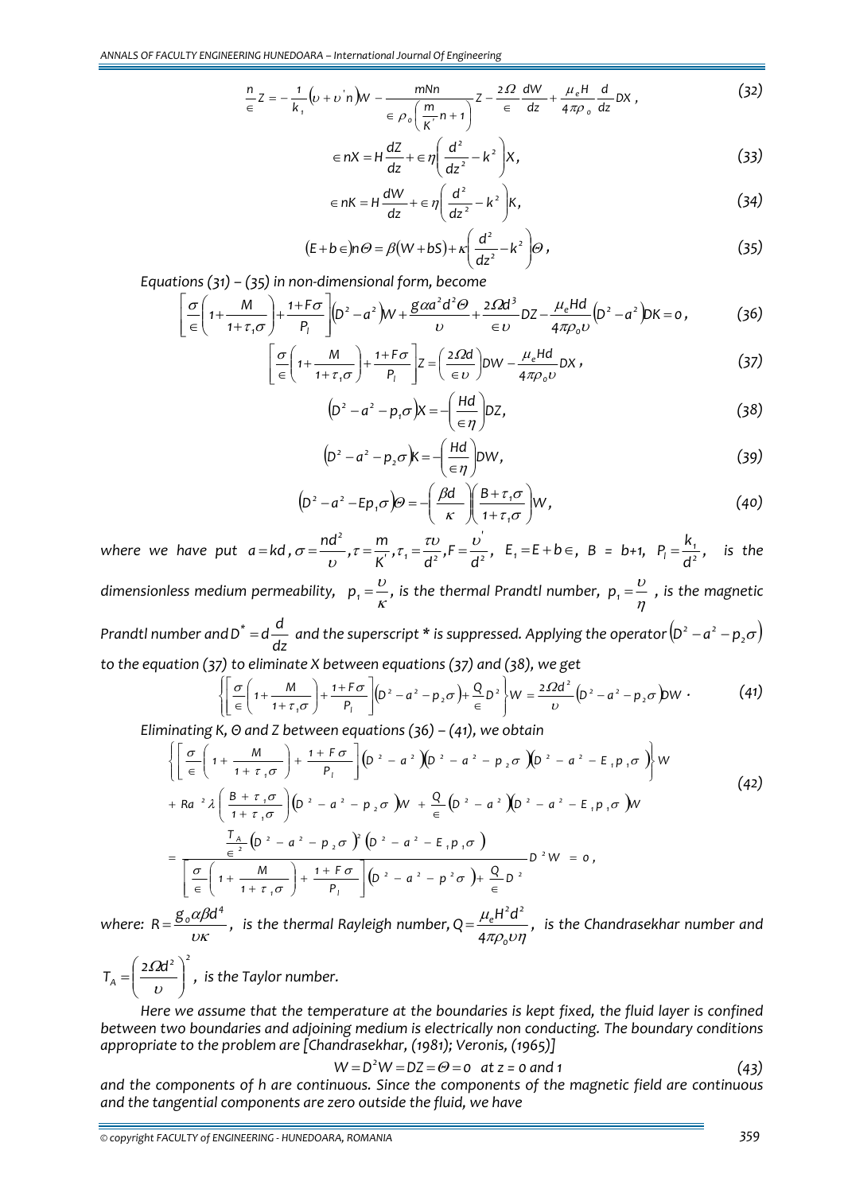$$\frac{n}{\in} Z = -\frac{1}{k_1}\left(\upsilon + \upsilon' n\right)W - \frac{mNn}{\in \rho_o\left(\frac{m}{K'}n+1\right)} Z - \frac{2\Omega}{\in}\frac{dW}{dz} + \frac{\mu_e H}{4\pi\rho_o}\frac{d}{dz}DX\,, \tag{32}$$

$$\in nX = H\frac{dZ}{dz} + \in \eta\left(\frac{d^2}{dz^2} - k^2\right)X, \tag{33}$$

$$\in nK = H\frac{dW}{dz} + \in \eta\left(\frac{d^2}{dz^2} - k^2\right)K, \tag{34}$$

$$\left(E + b\in\right)n\Theta = \beta\left(W + bS\right) + \kappa\left(\frac{d^2}{dz^2} - k^2\right)\Theta\,, \tag{35}$$

*Equations (31) – (35) in non-dimensional form, become*

$$\left[\frac{\sigma}{\in}\left(1+\frac{M}{1+\tau_1\sigma}\right)+\frac{1+F\sigma}{P_l}\right]\left(D^2-a^2\right)W+\frac{g\alpha a^2 d^2\Theta}{\upsilon}+\frac{2\Omega d^3}{\in\upsilon}DZ-\frac{\mu_e H d}{4\pi\rho_0\upsilon}\left(D^2-a^2\right)DK=0\,, \tag{36}$$

$$\left[\frac{\sigma}{\in}\left(1+\frac{M}{1+\tau_1\sigma}\right)+\frac{1+F\sigma}{P_l}\right]Z=\left(\frac{2\Omega d}{\in\upsilon}\right)DW-\frac{\mu_e H d}{4\pi\rho_0\upsilon}DX\,, \tag{37}$$

$$\left(D^2-a^2-p_1\sigma\right)X=-\left(\frac{Hd}{\in\eta}\right)DZ, \tag{38}$$

$$\left(D^2-a^2-p_2\sigma\right)K=-\left(\frac{Hd}{\in\eta}\right)DW, \tag{39}$$

$$\left(D^2-a^2-Ep_1\sigma\right)\Theta=-\left(\frac{\beta d}{\kappa}\right)\left(\frac{B+\tau_1\sigma}{1+\tau_1\sigma}\right)W, \tag{40}$$

*where we have put* $a=kd$, $\sigma=\frac{nd^2}{\upsilon}$, $\tau=\frac{m}{K'}$, $\tau_1=\frac{\tau\upsilon}{d^2}$, $F=\frac{\upsilon'}{d^2}$, $E_1=E+b\in$, $B=b+1$, $P_l=\frac{k_1}{d^2}$, *is the dimensionless medium permeability,* $p_1=\frac{\upsilon}{\kappa}$, *is the thermal Prandtl number,* $p_1=\frac{\upsilon}{\eta}$ *, is the magnetic Prandtl number and* $D^*=d\frac{d}{dz}$ *and the superscript \* is suppressed. Applying the operator* $\left(D^2-a^2-p_2\sigma\right)$ *to the equation (37) to eliminate X between equations (37) and (38), we get*

$$\left\{\left[\frac{\sigma}{\in}\left(1+\frac{M}{1+\tau_1\sigma}\right)+\frac{1+F\sigma}{P_l}\right]\left(D^2-a^2-p_2\sigma\right)+\frac{Q}{\in}D^2\right\}W=\frac{2\Omega d^2}{\upsilon}\left(D^2-a^2-p_2\sigma\right)DW\,. \tag{41}$$

*Eliminating K, Θ and Z between equations (36) – (41), we obtain*

$$\begin{aligned}
&\left\{\left[\frac{\sigma}{\in}\left(1+\frac{M}{1+\tau_1\sigma}\right)+\frac{1+F\sigma}{P_l}\right]\left(D^2-a^2\right)\left(D^2-a^2-p_2\sigma\right)\left(D^2-a^2-E_1p_1\sigma\right)\right\}W \\
&+Ra^2\lambda\left(\frac{B+\tau_1\sigma}{1+\tau_1\sigma}\right)\left(D^2-a^2-p_2\sigma\right)W+\frac{Q}{\in}\left(D^2-a^2\right)\left(D^2-a^2-E_1p_1\sigma\right)W \\
&=\frac{\frac{T_A}{\in^2}\left(D^2-a^2-p_2\sigma\right)^2\left(D^2-a^2-E_1p_1\sigma\right)}{\left[\frac{\sigma}{\in}\left(1+\frac{M}{1+\tau_1\sigma}\right)+\frac{1+F\sigma}{P_l}\right]\left(D^2-a^2-p^2\sigma\right)+\frac{Q}{\in}D^2}D^2W=0\,,
\end{aligned} \tag{42}$$

*where:* $R=\frac{g_0\alpha\beta d^4}{\upsilon\kappa}$, *is the thermal Rayleigh number,* $Q=\frac{\mu_e H^2 d^2}{4\pi\rho_0\upsilon\eta}$, *is the Chandrasekhar number and* $T_A=\left(\frac{2\Omega d^2}{\upsilon}\right)^2$, *is the Taylor number.*

*Here we assume that the temperature at the boundaries is kept fixed, the fluid layer is confined between two boundaries and adjoining medium is electrically non conducting. The boundary conditions appropriate to the problem are [Chandrasekhar, (1981); Veronis, (1965)]*

$$W=D^2W=DZ=\Theta=0 \quad at\ z=0\ and\ 1 \tag{43}$$

*and the components of h are continuous. Since the components of the magnetic field are continuous and the tangential components are zero outside the fluid, we have*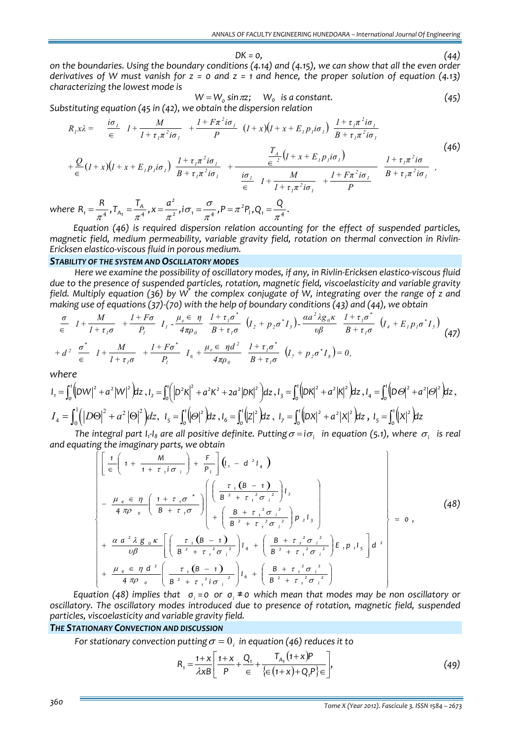$$DK = 0, \tag{44}$$

*on the boundaries. Using the boundary conditions (4.14) and (4.15), we can show that all the even order derivatives of W must vanish for z = 0 and z = 1 and hence, the proper solution of equation (4.13) characterizing the lowest mode is*

$$W = W_0 \sin \pi z; \quad W_0 \text{ is a constant.} \tag{45}$$

*Substituting equation (45 in (42), we obtain the dispersion relation*

$$R_1 x\lambda = \left[\frac{i\sigma_1}{\in}\left(1+\frac{M}{1+\tau_1\pi^2 i\sigma_1}\right)+\frac{1+F\pi^2 i\sigma_1}{P}\right](1+x)\left(1+x+E_1p_1 i\sigma_1\right)\left(\frac{1+\tau_1\pi^2 i\sigma_1}{B+\tau_1\pi^2 i\sigma_1}\right)$$
$$+\frac{Q}{\in}(1+x)\left(1+x+E_1p_1 i\sigma_1\right)\left(\frac{1+\tau_1\pi^2 i\sigma_1}{B+\tau_1\pi^2 i\sigma_1}\right)+\frac{\frac{T_A}{\in^2}\left(1+x+E_1p_1 i\sigma_1\right)}{\left[\frac{i\sigma_1}{\in}\left(1+\frac{M}{1+\tau_1\pi^2 i\sigma_1}\right)+\frac{1+F\pi^2 i\sigma_1}{P}\right]}\left(\frac{1+\tau_1\pi^2 i\sigma}{B+\tau_1\pi^2 i\sigma_1}\right), \tag{46}$$

*where* $R_1 = \frac{R}{\pi^4}, T_{A_1} = \frac{T_A}{\pi^4}, x = \frac{a^2}{\pi^2}, i\sigma_1 = \frac{\sigma}{\pi^4}, P = \pi^2 P_l, Q_1 = \frac{Q}{\pi^4}.$

*Equation (46) is required dispersion relation accounting for the effect of suspended particles, magnetic field, medium permeability, variable gravity field, rotation on thermal convection in Rivlin-Ericksen elastico-viscous fluid in porous medium.*

### STABILITY OF THE SYSTEM AND OSCILLATORY MODES

*Here we examine the possibility of oscillatory modes, if any, in Rivlin-Ericksen elastico-viscous fluid due to the presence of suspended particles, rotation, magnetic field, viscoelasticity and variable gravity field. Multiply equation (36) by $W^*$ the complex conjugate of W, integrating over the range of z and making use of equations (37)-(70) with the help of boundary conditions (43) and (44), we obtain*

$$\left[\frac{\sigma}{\in}\left(1+\frac{M}{1+\tau_1\sigma}\right)+\frac{1+F\sigma}{P_l}\right]I_1 - \frac{\mu_e\in\eta}{4\pi\rho_0}\left(\frac{1+\tau_1\sigma^*}{B+\tau_1\sigma}\right)\left(I_2+p_2\sigma^* I_3\right) - \frac{\alpha a^2\lambda g_0\kappa}{\upsilon\beta}\left(\frac{1+\tau_1\sigma^*}{B+\tau_1\sigma}\right)\left(I_4+E_1p_1\sigma^* I_5\right)$$
$$+d^2\left[\frac{\sigma^*}{\in}\left(1+\frac{M}{1+\tau_1\sigma}\right)+\frac{1+F\sigma^*}{P_l}\right]I_6+\frac{\mu_e\in\eta d^2}{4\pi\rho_0}\left(\frac{1+\tau_1\sigma^*}{B+\tau_1\sigma}\right)\left(I_7+p_2\sigma^* I_8\right)=0, \tag{47}$$

*where*

$I_1 = \int_0^1\left(|DW|^2 + a^2|W|^2\right)dz,\ I_2 = \int_0^1\left(|D^2K|^2 + a^2K^2 + 2a^2|DK|^2\right)dz,\ I_3 = \int_0^1\left(|DK|^2 + a^2|K|^2\right)dz,\ I_4 = \int_0^1\left(|D\Theta|^2 + a^2|\Theta|^2\right)dz,$

$I_4 = \int_0^1\left(|D\Theta|^2 + a^2|\Theta|^2\right)dz,\ I_5 = \int_0^1\left(|\Theta|^2\right)dz,\ I_6 = \int_0^1\left(|Z|^2\right)dz,\ I_7 = \int_0^1\left(|DX|^2 + a^2|X|^2\right)dz,\ I_5 = \int_0^1\left(|X|^2\right)dz$

*The integral part $I_1$-$I_8$ are all positive definite. Putting $\sigma = i\sigma_i$ in equation (5.1), where $\sigma_i$ is real and equating the imaginary parts, we obtain*

$$\left\{\begin{array}{l}\left[\frac{1}{\in}\left(1+\frac{M}{1+\tau_1 i\sigma_i}\right)+\frac{F}{P_l}\right]\left(I_1 - d^2 I_4\right)\\ -\frac{\mu_e\in\eta}{4\pi\rho_0}\left(\frac{1+\tau_1\sigma^*}{B+\tau_1\sigma}\right)\left(\left(\frac{\tau_1(B-1)}{B^2+\tau_1^2\sigma_i^2}\right)I_2 + \left(\frac{B+\tau_1^2\sigma_i^2}{B^2+\tau_1^2\sigma_i^2}\right)p_2 I_3\right)\\ +\frac{\alpha a^2\lambda g_0\kappa}{\upsilon\beta}\left[\left(\frac{\tau_1(B-1)}{B^2+\tau_1^2\sigma_i^2}\right)I_4 + \left(\frac{B+\tau_1^2\sigma_i^2}{B^2+\tau_1^2\sigma_i^2}\right)E_1p_1I_5\right]d^2\\ +\frac{\mu_e\in\eta d^2}{4\pi\rho_0}\left(\frac{\tau_1(B-1)}{B^2+\tau_1^2 i\sigma_i^2}\right)I_6 + \left(\frac{B+\tau_1^2\sigma_i^2}{B^2+\tau_1^2\sigma_i^2}\right)\end{array}\right\} = 0, \tag{48}$$

*Equation (48) implies that $\sigma_i = 0$ or $\sigma_i \neq 0$ which mean that modes may be non oscillatory or oscillatory. The oscillatory modes introduced due to presence of rotation, magnetic field, suspended particles, viscoelasticity and variable gravity field.*

### THE STATIONARY CONVECTION AND DISCUSSION

*For stationary convection putting $\sigma = 0_i$ in equation (46) reduces it to*

$$R_1 = \frac{1+x}{\lambda x B}\left[\frac{1+x}{P}+\frac{Q_1}{\in}+\frac{T_{A_1}(1+x)P}{\{\in(1+x)+Q_1P\}\in}\right], \tag{49}$$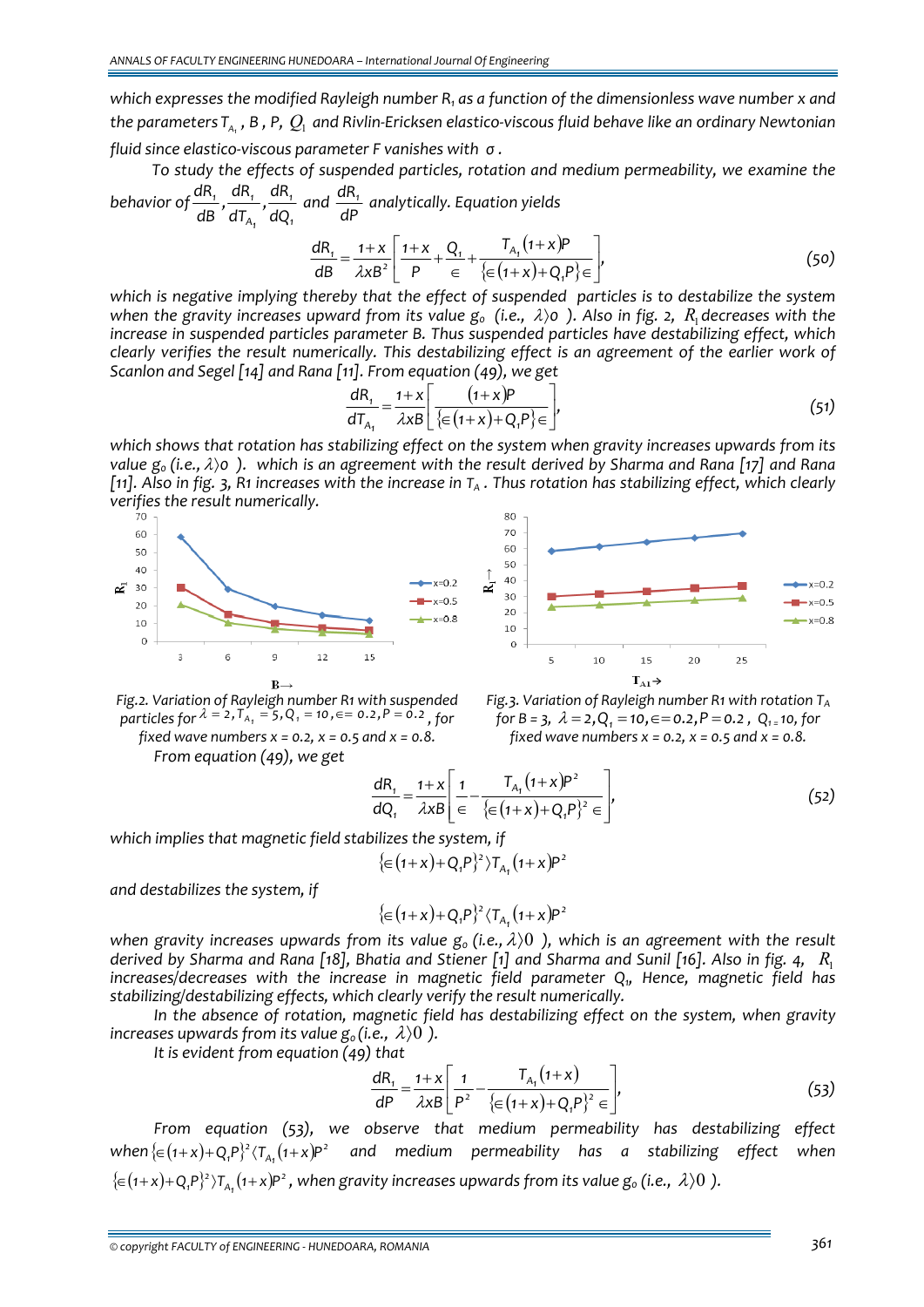which expresses the modified Rayleigh number $R_1$ as a function of the dimensionless wave number x and the parameters $T_{A_1}$, B, P, $Q_1$ and Rivlin-Ericksen elastico-viscous fluid behave like an ordinary Newtonian fluid since elastico-viscous parameter F vanishes with σ.

To study the effects of suspended particles, rotation and medium permeability, we examine the behavior of $\frac{dR_1}{dB}, \frac{dR_1}{dT_{A_1}}, \frac{dR_1}{dQ_1}$ and $\frac{dR_1}{dP}$ analytically. Equation yields

$$\frac{dR_1}{dB} = \frac{1+x}{\lambda x B^2}\left[\frac{1+x}{P} + \frac{Q_1}{\in} + \frac{T_{A_1}(1+x)P}{\{\in(1+x)+Q_1P\}\in}\right], \tag{50}$$

which is negative implying thereby that the effect of suspended particles is to destabilize the system when the gravity increases upward from its value $g_0$ (i.e., $\lambda > 0$). Also in fig. 2, $R_1$ decreases with the increase in suspended particles parameter B. Thus suspended particles have destabilizing effect, which clearly verifies the result numerically. This destabilizing effect is an agreement of the earlier work of Scanlon and Segel [14] and Rana [11]. From equation (49), we get

$$\frac{dR_1}{dT_{A_1}} = \frac{1+x}{\lambda x B}\left[\frac{(1+x)P}{\{\in(1+x)+Q_1P\}\in}\right], \tag{51}$$

which shows that rotation has stabilizing effect on the system when gravity increases upwards from its value $g_0$ (i.e., $\lambda > 0$). which is an agreement with the result derived by Sharma and Rana [17] and Rana [11]. Also in fig. 3, R1 increases with the increase in $T_A$. Thus rotation has stabilizing effect, which clearly verifies the result numerically.

Fig.2. Variation of Rayleigh number R1 with suspended particles for $\lambda = 2, T_{A_1} = 5, Q_1 = 10, \in = 0.2, P = 0.2$, for fixed wave numbers x = 0.2, x = 0.5 and x = 0.8.

Fig.3. Variation of Rayleigh number R1 with rotation $T_A$ for B = 3, $\lambda = 2, Q_1 = 10, \in = 0.2, P = 0.2$, $Q_1 = 10$, for fixed wave numbers x = 0.2, x = 0.5 and x = 0.8.

From equation (49), we get

$$\frac{dR_1}{dQ_1} = \frac{1+x}{\lambda x B}\left[\frac{1}{\in} - \frac{T_{A_1}(1+x)P^2}{\{\in(1+x)+Q_1P\}^2\in}\right], \tag{52}$$

which implies that magnetic field stabilizes the system, if

$$\{\in(1+x)+Q_1P\}^2 > T_{A_1}(1+x)P^2$$

and destabilizes the system, if

$$\{\in(1+x)+Q_1P\}^2 < T_{A_1}(1+x)P^2$$

when gravity increases upwards from its value $g_0$ (i.e., $\lambda > 0$), which is an agreement with the result derived by Sharma and Rana [18], Bhatia and Stiener [1] and Sharma and Sunil [16]. Also in fig. 4, $R_1$ increases/decreases with the increase in magnetic field parameter $Q_1$, Hence, magnetic field has stabilizing/destabilizing effects, which clearly verify the result numerically.

In the absence of rotation, magnetic field has destabilizing effect on the system, when gravity increases upwards from its value $g_0$ (i.e., $\lambda > 0$).

It is evident from equation (49) that

$$\frac{dR_1}{dP} = \frac{1+x}{\lambda x B}\left[\frac{1}{P^2} - \frac{T_{A_1}(1+x)}{\{\in(1+x)+Q_1P\}^2\in}\right], \tag{53}$$

From equation (53), we observe that medium permeability has destabilizing effect when $\{\in(1+x)+Q_1P\}^2 < T_{A_1}(1+x)P^2$ and medium permeability has a stabilizing effect when $\{\in(1+x)+Q_1P\}^2 > T_{A_1}(1+x)P^2$, when gravity increases upwards from its value $g_0$ (i.e., $\lambda > 0$).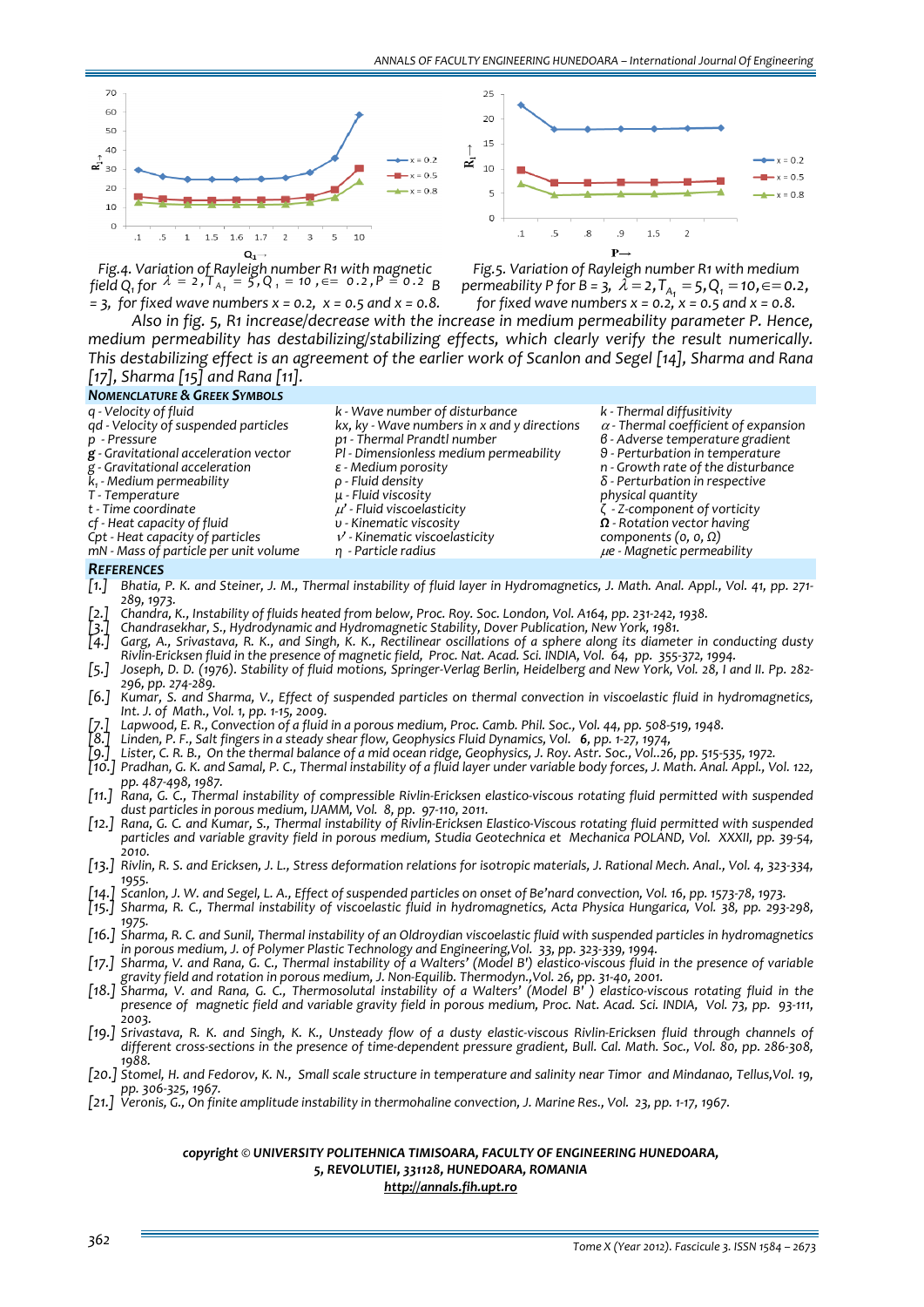70
60
50
40
$R_1$ ↑ 30
20
10
0
.1 .5 1 1.5 1.6 1.7 2 3 5 10
$Q_1$ →
x = 0.2
x = 0.5
x = 0.8

Fig.4. Variation of Rayleigh number R1 with magnetic field $Q_1$ for $\lambda = 2, T_{A_1} = 5, Q_1 = 10, \in = 0.2, P = 0.2$, $B = 3$, for fixed wave numbers x = 0.2, x = 0.5 and x = 0.8.

25
20
15
$R_1$ ⟶ 10
5
0
.1 .5 .8 .9 1.5 2
P⟶
x = 0.2
x = 0.5
x = 0.8

Fig.5. Variation of Rayleigh number R1 with medium permeability P for B = 3, $\lambda = 2, T_{A_1} = 5, Q_1 = 10, \in = 0.2$, for fixed wave numbers x = 0.2, x = 0.5 and x = 0.8.

*Also in fig. 5, R1 increase/decrease with the increase in medium permeability parameter P. Hence, medium permeability has destabilizing/stabilizing effects, which clearly verify the result numerically. This destabilizing effect is an agreement of the earlier work of Scanlon and Segel [14], Sharma and Rana [17], Sharma [15] and Rana [11].*

## NOMENCLATURE & GREEK SYMBOLS

- q - Velocity of fluid
- qd - Velocity of suspended particles
- p - Pressure
- **g** - Gravitational acceleration vector
- g - Gravitational acceleration
- $k_1$ - Medium permeability
- T - Temperature
- t - Time coordinate
- cf - Heat capacity of fluid
- Cpt - Heat capacity of particles
- mN - Mass of particle per unit volume
- k - Wave number of disturbance
- kx, ky - Wave numbers in x and y directions
- p1 - Thermal Prandtl number
- Pl - Dimensionless medium permeability
- ε - Medium porosity
- ρ - Fluid density
- μ - Fluid viscosity
- $\mu'$ - Fluid viscoelasticity
- υ - Kinematic viscosity
- $\nu'$ - Kinematic viscoelasticity
- η - Particle radius
- k - Thermal diffusivity
- α - Thermal coefficient of expansion
- β - Adverse temperature gradient
- θ - Perturbation in temperature
- n - Growth rate of the disturbance
- δ - Perturbation in respective physical quantity
- ζ - Z-component of vorticity
- **Ω** - Rotation vector having components (0, 0, Ω)
- μe - Magnetic permeability

## REFERENCES

[1.] Bhatia, P. K. and Steiner, J. M., Thermal instability of fluid layer in Hydromagnetics, J. Math. Anal. Appl., Vol. 41, pp. 271-289, 1973.

[2.] Chandra, K., Instability of fluids heated from below, Proc. Roy. Soc. London, Vol. A164, pp. 231-242, 1938.

[3.] Chandrasekhar, S., Hydrodynamic and Hydromagnetic Stability, Dover Publication, New York, 1981.

[4.] Garg, A., Srivastava, R. K., and Singh, K. K., Rectilinear oscillations of a sphere along its diameter in conducting dusty Rivlin-Ericksen fluid in the presence of magnetic field, Proc. Nat. Acad. Sci. INDIA, Vol. 64, pp. 355-372, 1994.

[5.] Joseph, D. D. (1976). Stability of fluid motions, Springer-Verlag Berlin, Heidelberg and New York, Vol. 28, I and II. Pp. 282-296, pp. 274-289.

[6.] Kumar, S. and Sharma, V., Effect of suspended particles on thermal convection in viscoelastic fluid in hydromagnetics, Int. J. of Math., Vol. 1, pp. 1-15, 2009.

[7.] Lapwood, E. R., Convection of a fluid in a porous medium, Proc. Camb. Phil. Soc., Vol. 44, pp. 508-519, 1948.

[8.] Linden, P. F., Salt fingers in a steady shear flow, Geophysics Fluid Dynamics, Vol. **6**, pp. 1-27, 1974,

[9.] Lister, C. R. B., On the thermal balance of a mid ocean ridge, Geophysics, J. Roy. Astr. Soc., Vol..26, pp. 515-535, 1972.

[10.] Pradhan, G. K. and Samal, P. C., Thermal instability of a fluid layer under variable body forces, J. Math. Anal. Appl., Vol. 122, pp. 487-498, 1987.

[11.] Rana, G. C., Thermal instability of compressible Rivlin-Ericksen elastico-viscous rotating fluid permitted with suspended dust particles in porous medium, IJAMM, Vol. 8, pp. 97-110, 2011.

[12.] Rana, G. C. and Kumar, S., Thermal instability of Rivlin-Ericksen Elastico-Viscous rotating fluid permitted with suspended particles and variable gravity field in porous medium, Studia Geotechnica et Mechanica POLAND, Vol. XXXII, pp. 39-54, 2010.

[13.] Rivlin, R. S. and Ericksen, J. L., Stress deformation relations for isotropic materials, J. Rational Mech. Anal., Vol. 4, 323-334, 1955.

[14.] Scanlon, J. W. and Segel, L. A., Effect of suspended particles on onset of Be'nard convection, Vol. 16, pp. 1573-78, 1973.

[15.] Sharma, R. C., Thermal instability of viscoelastic fluid in hydromagnetics, Acta Physica Hungarica, Vol. 38, pp. 293-298, 1975.

[16.] Sharma, R. C. and Sunil, Thermal instability of an Oldroydian viscoelastic fluid with suspended particles in hydromagnetics in porous medium, J. of Polymer Plastic Technology and Engineering,Vol. 33, pp. 323-339, 1994.

[17.] Sharma, V. and Rana, G. C., Thermal instability of a Walters' (Model B') elastico-viscous fluid in the presence of variable gravity field and rotation in porous medium, J. Non-Equilib. Thermodyn.,Vol. 26, pp. 31-40, 2001.

[18.] Sharma, V. and Rana, G. C., Thermosolutal instability of a Walters' (Model B' ) elastico-viscous rotating fluid in the presence of magnetic field and variable gravity field in porous medium, Proc. Nat. Acad. Sci. INDIA, Vol. 73, pp. 93-111, 2003.

[19.] Srivastava, R. K. and Singh, K. K., Unsteady flow of a dusty elastic-viscous Rivlin-Ericksen fluid through channels of different cross-sections in the presence of time-dependent pressure gradient, Bull. Cal. Math. Soc., Vol. 80, pp. 286-308, 1988.

[20.] Stomel, H. and Fedorov, K. N., Small scale structure in temperature and salinity near Timor and Mindanao, Tellus,Vol. 19, pp. 306-325, 1967.

[21.] Veronis, G., On finite amplitude instability in thermohaline convection, J. Marine Res., Vol. 23, pp. 1-17, 1967.

*copyright* © **UNIVERSITY POLITEHNICA TIMISOARA, FACULTY OF ENGINEERING HUNEDOARA, 5, REVOLUTIEI, 331128, HUNEDOARA, ROMANIA**
**http://annals.fih.upt.ro**